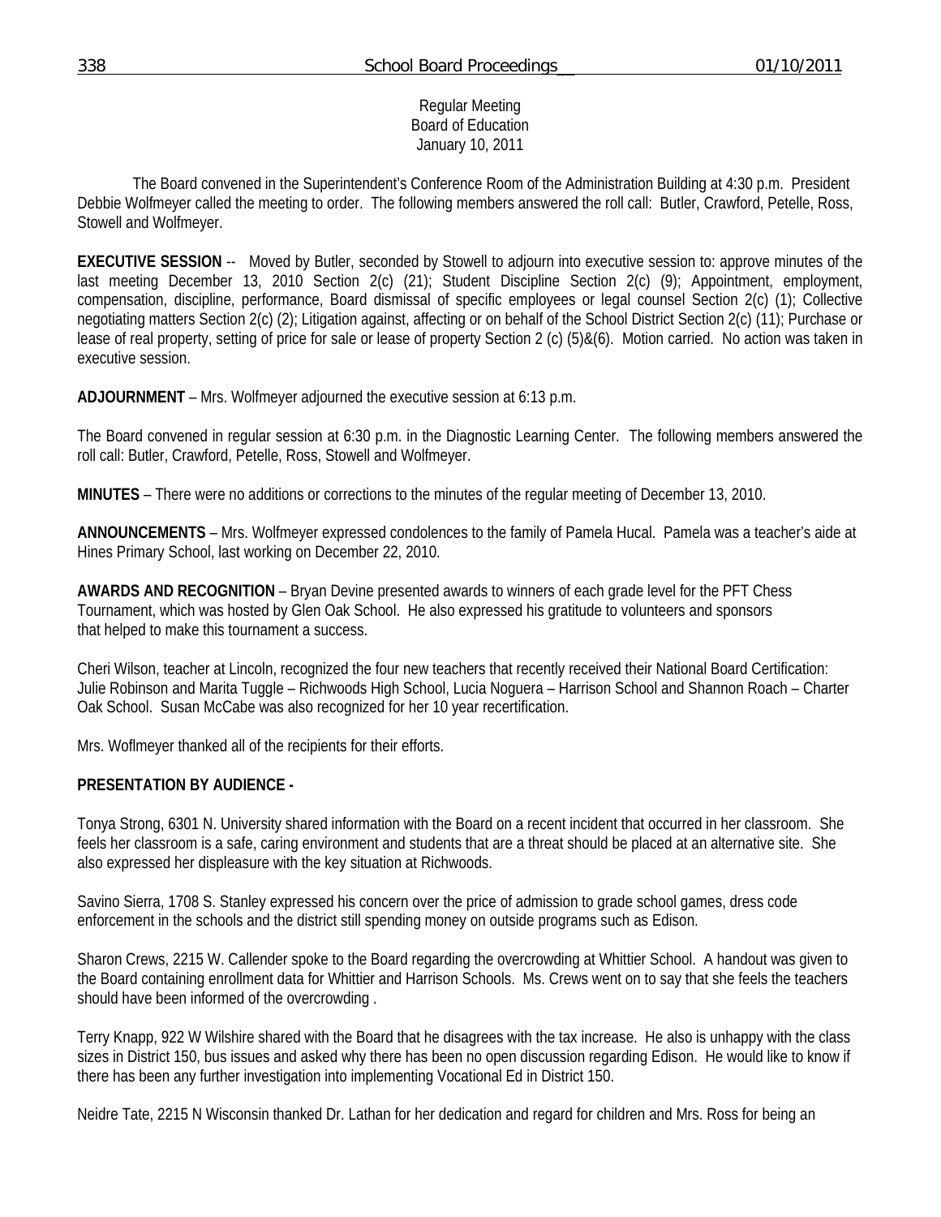Regular Meeting
Board of Education
January 10, 2011

The Board convened in the Superintendent's Conference Room of the Administration Building at 4:30 p.m. President Debbie Wolfmeyer called the meeting to order. The following members answered the roll call: Butler, Crawford, Petelle, Ross, Stowell and Wolfmeyer.

**EXECUTIVE SESSION** -- Moved by Butler, seconded by Stowell to adjourn into executive session to: approve minutes of the last meeting December 13, 2010 Section 2(c) (21); Student Discipline Section 2(c) (9); Appointment, employment, compensation, discipline, performance, Board dismissal of specific employees or legal counsel Section 2(c) (1); Collective negotiating matters Section 2(c) (2); Litigation against, affecting or on behalf of the School District Section 2(c) (11); Purchase or lease of real property, setting of price for sale or lease of property Section 2 (c) (5)&(6). Motion carried. No action was taken in executive session.

**ADJOURNMENT** – Mrs. Wolfmeyer adjourned the executive session at 6:13 p.m.

The Board convened in regular session at 6:30 p.m. in the Diagnostic Learning Center. The following members answered the roll call: Butler, Crawford, Petelle, Ross, Stowell and Wolfmeyer.

**MINUTES** – There were no additions or corrections to the minutes of the regular meeting of December 13, 2010.

**ANNOUNCEMENTS** – Mrs. Wolfmeyer expressed condolences to the family of Pamela Hucal. Pamela was a teacher's aide at Hines Primary School, last working on December 22, 2010.

**AWARDS AND RECOGNITION** – Bryan Devine presented awards to winners of each grade level for the PFT Chess Tournament, which was hosted by Glen Oak School. He also expressed his gratitude to volunteers and sponsors that helped to make this tournament a success.

Cheri Wilson, teacher at Lincoln, recognized the four new teachers that recently received their National Board Certification: Julie Robinson and Marita Tuggle – Richwoods High School, Lucia Noguera – Harrison School and Shannon Roach – Charter Oak School. Susan McCabe was also recognized for her 10 year recertification.

Mrs. Woflmeyer thanked all of the recipients for their efforts.

**PRESENTATION BY AUDIENCE -**

Tonya Strong, 6301 N. University shared information with the Board on a recent incident that occurred in her classroom. She feels her classroom is a safe, caring environment and students that are a threat should be placed at an alternative site. She also expressed her displeasure with the key situation at Richwoods.

Savino Sierra, 1708 S. Stanley expressed his concern over the price of admission to grade school games, dress code enforcement in the schools and the district still spending money on outside programs such as Edison.

Sharon Crews, 2215 W. Callender spoke to the Board regarding the overcrowding at Whittier School. A handout was given to the Board containing enrollment data for Whittier and Harrison Schools. Ms. Crews went on to say that she feels the teachers should have been informed of the overcrowding .

Terry Knapp, 922 W Wilshire shared with the Board that he disagrees with the tax increase. He also is unhappy with the class sizes in District 150, bus issues and asked why there has been no open discussion regarding Edison. He would like to know if there has been any further investigation into implementing Vocational Ed in District 150.

Neidre Tate, 2215 N Wisconsin thanked Dr. Lathan for her dedication and regard for children and Mrs. Ross for being an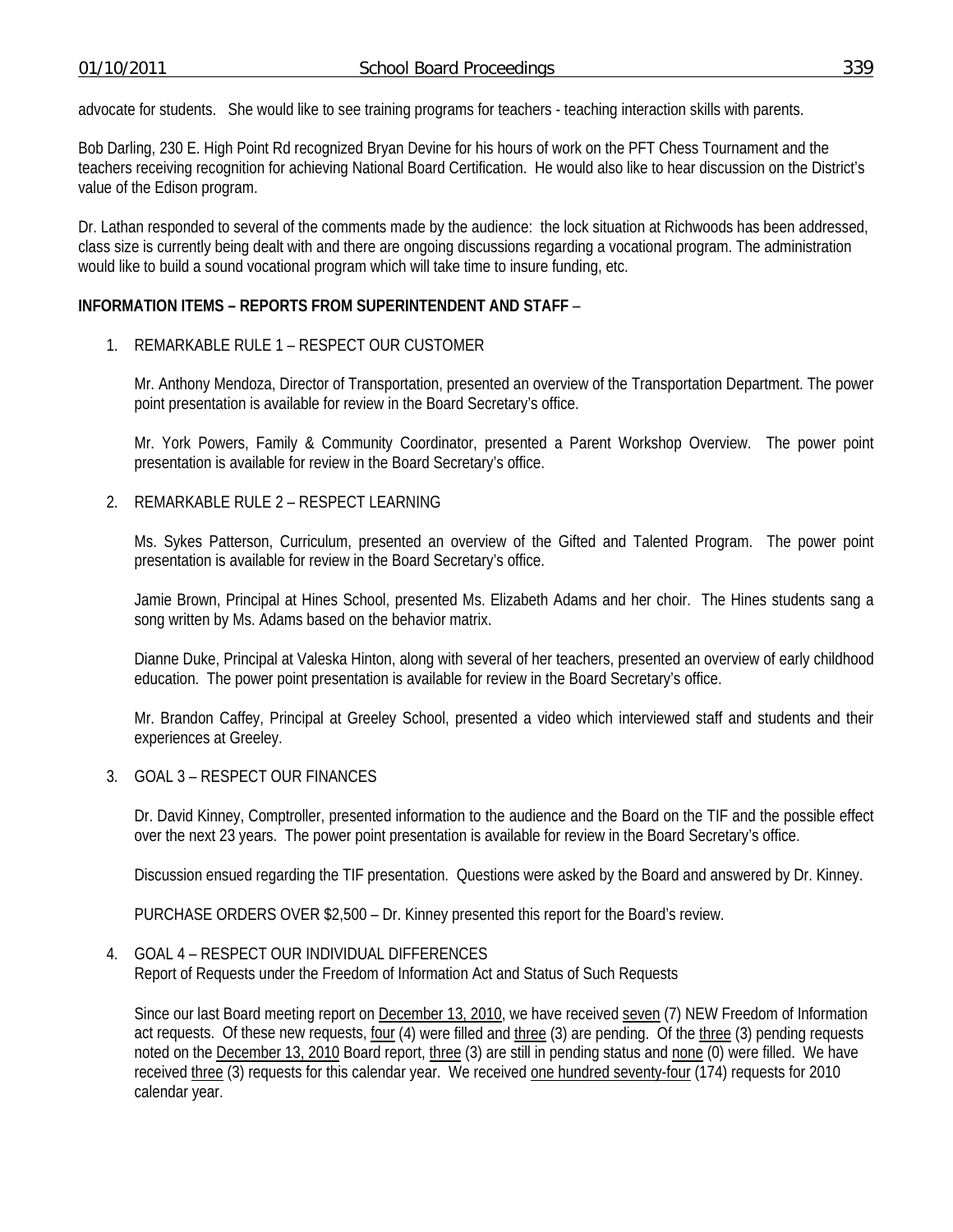advocate for students. She would like to see training programs for teachers - teaching interaction skills with parents.

Bob Darling, 230 E. High Point Rd recognized Bryan Devine for his hours of work on the PFT Chess Tournament and the teachers receiving recognition for achieving National Board Certification. He would also like to hear discussion on the District's value of the Edison program.

Dr. Lathan responded to several of the comments made by the audience: the lock situation at Richwoods has been addressed, class size is currently being dealt with and there are ongoing discussions regarding a vocational program. The administration would like to build a sound vocational program which will take time to insure funding, etc.

**INFORMATION ITEMS – REPORTS FROM SUPERINTENDENT AND STAFF** –

1. REMARKABLE RULE 1 – RESPECT OUR CUSTOMER

   Mr. Anthony Mendoza, Director of Transportation, presented an overview of the Transportation Department. The power point presentation is available for review in the Board Secretary's office.

   Mr. York Powers, Family & Community Coordinator, presented a Parent Workshop Overview. The power point presentation is available for review in the Board Secretary's office.

2. REMARKABLE RULE 2 – RESPECT LEARNING

   Ms. Sykes Patterson, Curriculum, presented an overview of the Gifted and Talented Program. The power point presentation is available for review in the Board Secretary's office.

   Jamie Brown, Principal at Hines School, presented Ms. Elizabeth Adams and her choir. The Hines students sang a song written by Ms. Adams based on the behavior matrix.

   Dianne Duke, Principal at Valeska Hinton, along with several of her teachers, presented an overview of early childhood education. The power point presentation is available for review in the Board Secretary's office.

   Mr. Brandon Caffey, Principal at Greeley School, presented a video which interviewed staff and students and their experiences at Greeley.

3. GOAL 3 – RESPECT OUR FINANCES

   Dr. David Kinney, Comptroller, presented information to the audience and the Board on the TIF and the possible effect over the next 23 years. The power point presentation is available for review in the Board Secretary's office.

   Discussion ensued regarding the TIF presentation. Questions were asked by the Board and answered by Dr. Kinney.

   PURCHASE ORDERS OVER $2,500 – Dr. Kinney presented this report for the Board's review.

4. GOAL 4 – RESPECT OUR INDIVIDUAL DIFFERENCES
   Report of Requests under the Freedom of Information Act and Status of Such Requests

   Since our last Board meeting report on December 13, 2010, we have received seven (7) NEW Freedom of Information act requests. Of these new requests, four (4) were filled and three (3) are pending. Of the three (3) pending requests noted on the December 13, 2010 Board report, three (3) are still in pending status and none (0) were filled. We have received three (3) requests for this calendar year. We received one hundred seventy-four (174) requests for 2010 calendar year.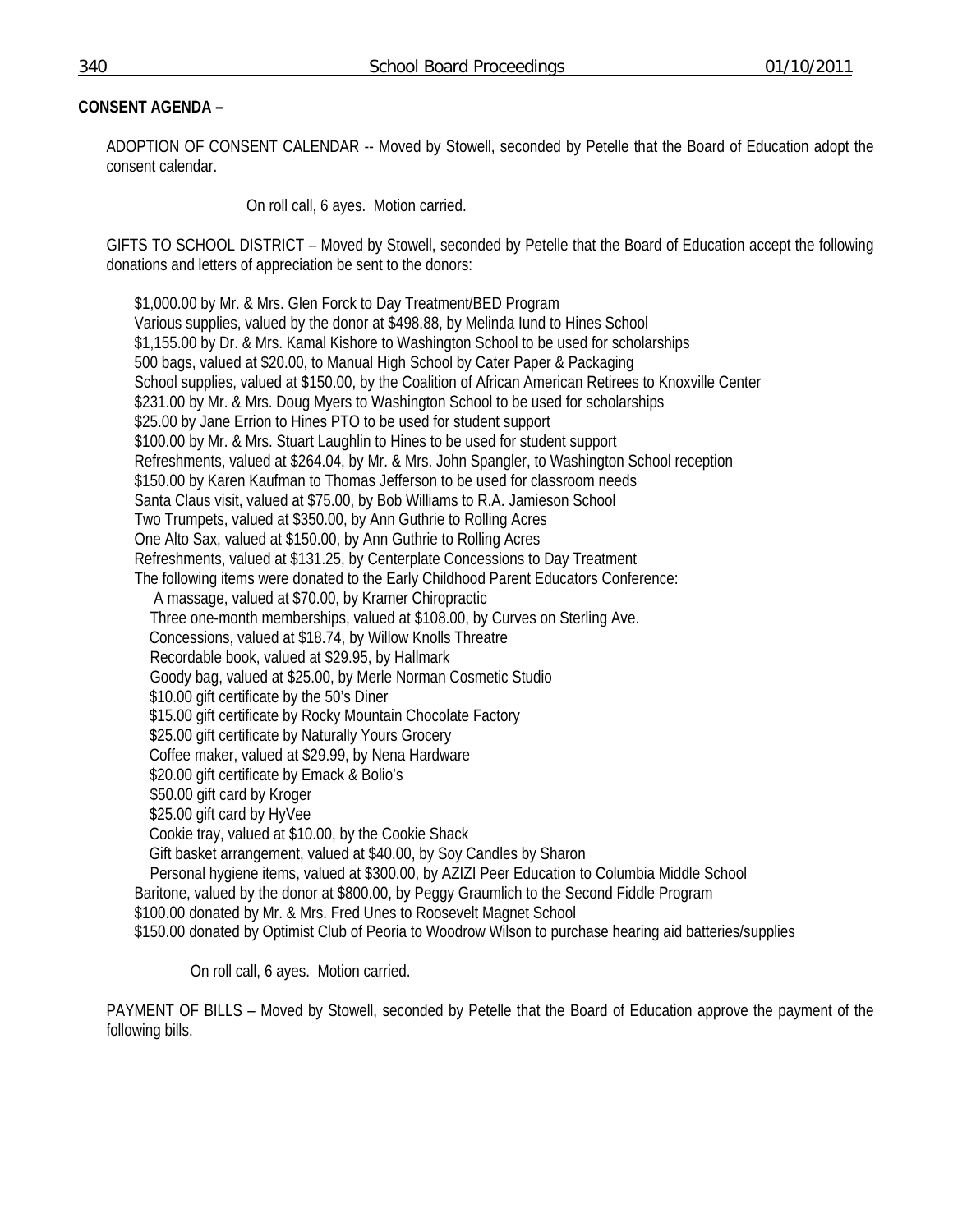**CONSENT AGENDA –**

ADOPTION OF CONSENT CALENDAR -- Moved by Stowell, seconded by Petelle that the Board of Education adopt the consent calendar.

On roll call, 6 ayes. Motion carried.

GIFTS TO SCHOOL DISTRICT – Moved by Stowell, seconded by Petelle that the Board of Education accept the following donations and letters of appreciation be sent to the donors:

- $1,000.00 by Mr. & Mrs. Glen Forck to Day Treatment/BED Program
- Various supplies, valued by the donor at $498.88, by Melinda Iund to Hines School
- $1,155.00 by Dr. & Mrs. Kamal Kishore to Washington School to be used for scholarships
- 500 bags, valued at $20.00, to Manual High School by Cater Paper & Packaging
- School supplies, valued at $150.00, by the Coalition of African American Retirees to Knoxville Center
- $231.00 by Mr. & Mrs. Doug Myers to Washington School to be used for scholarships
- $25.00 by Jane Errion to Hines PTO to be used for student support
- $100.00 by Mr. & Mrs. Stuart Laughlin to Hines to be used for student support
- Refreshments, valued at $264.04, by Mr. & Mrs. John Spangler, to Washington School reception
- $150.00 by Karen Kaufman to Thomas Jefferson to be used for classroom needs
- Santa Claus visit, valued at $75.00, by Bob Williams to R.A. Jamieson School
- Two Trumpets, valued at $350.00, by Ann Guthrie to Rolling Acres
- One Alto Sax, valued at $150.00, by Ann Guthrie to Rolling Acres
- Refreshments, valued at $131.25, by Centerplate Concessions to Day Treatment
- The following items were donated to the Early Childhood Parent Educators Conference:
  - A massage, valued at $70.00, by Kramer Chiropractic
  - Three one-month memberships, valued at $108.00, by Curves on Sterling Ave.
  - Concessions, valued at $18.74, by Willow Knolls Threatre
  - Recordable book, valued at $29.95, by Hallmark
  - Goody bag, valued at $25.00, by Merle Norman Cosmetic Studio
  - $10.00 gift certificate by the 50's Diner
  - $15.00 gift certificate by Rocky Mountain Chocolate Factory
  - $25.00 gift certificate by Naturally Yours Grocery
  - Coffee maker, valued at $29.99, by Nena Hardware
  - $20.00 gift certificate by Emack & Bolio's
  - $50.00 gift card by Kroger
  - $25.00 gift card by HyVee
  - Cookie tray, valued at $10.00, by the Cookie Shack
  - Gift basket arrangement, valued at $40.00, by Soy Candles by Sharon
  - Personal hygiene items, valued at $300.00, by AZIZI Peer Education to Columbia Middle School
- Baritone, valued by the donor at $800.00, by Peggy Graumlich to the Second Fiddle Program
- $100.00 donated by Mr. & Mrs. Fred Unes to Roosevelt Magnet School
- $150.00 donated by Optimist Club of Peoria to Woodrow Wilson to purchase hearing aid batteries/supplies

On roll call, 6 ayes. Motion carried.

PAYMENT OF BILLS – Moved by Stowell, seconded by Petelle that the Board of Education approve the payment of the following bills.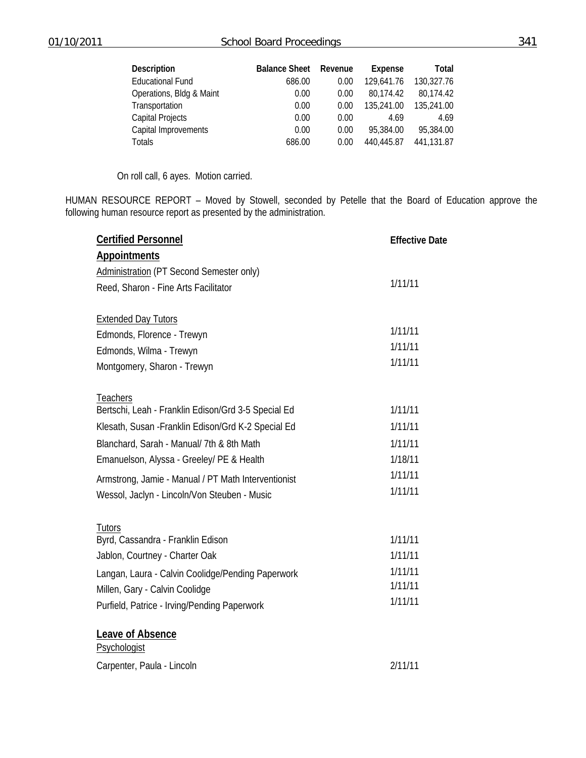| Description | Balance Sheet | Revenue | Expense | Total |
|---|---|---|---|---|
| Educational Fund | 686.00 | 0.00 | 129,641.76 | 130,327.76 |
| Operations, Bldg & Maint | 0.00 | 0.00 | 80,174.42 | 80,174.42 |
| Transportation | 0.00 | 0.00 | 135,241.00 | 135,241.00 |
| Capital Projects | 0.00 | 0.00 | 4.69 | 4.69 |
| Capital Improvements | 0.00 | 0.00 | 95,384.00 | 95,384.00 |
| Totals | 686.00 | 0.00 | 440,445.87 | 441,131.87 |

On roll call, 6 ayes. Motion carried.

HUMAN RESOURCE REPORT – Moved by Stowell, seconded by Petelle that the Board of Education approve the following human resource report as presented by the administration.

| **Certified Personnel** | **Effective Date** |
|---|---|
| **Appointments** | |
| Administration (PT Second Semester only) | |
| Reed, Sharon - Fine Arts Facilitator | 1/11/11 |
| | |
| Extended Day Tutors | |
| Edmonds, Florence - Trewyn | 1/11/11 |
| Edmonds, Wilma - Trewyn | 1/11/11 |
| Montgomery, Sharon - Trewyn | 1/11/11 |
| | |
| Teachers | |
| Bertschi, Leah - Franklin Edison/Grd 3-5 Special Ed | 1/11/11 |
| Klesath, Susan -Franklin Edison/Grd K-2 Special Ed | 1/11/11 |
| Blanchard, Sarah - Manual/ 7th & 8th Math | 1/11/11 |
| Emanuelson, Alyssa - Greeley/ PE & Health | 1/18/11 |
| Armstrong, Jamie - Manual / PT Math Interventionist | 1/11/11 |
| Wessol, Jaclyn - Lincoln/Von Steuben - Music | 1/11/11 |
| | |
| Tutors | |
| Byrd, Cassandra - Franklin Edison | 1/11/11 |
| Jablon, Courtney - Charter Oak | 1/11/11 |
| Langan, Laura - Calvin Coolidge/Pending Paperwork | 1/11/11 |
| Millen, Gary - Calvin Coolidge | 1/11/11 |
| Purfield, Patrice - Irving/Pending Paperwork | 1/11/11 |
| | |
| **Leave of Absence** | |
| Psychologist | |
| Carpenter, Paula - Lincoln | 2/11/11 |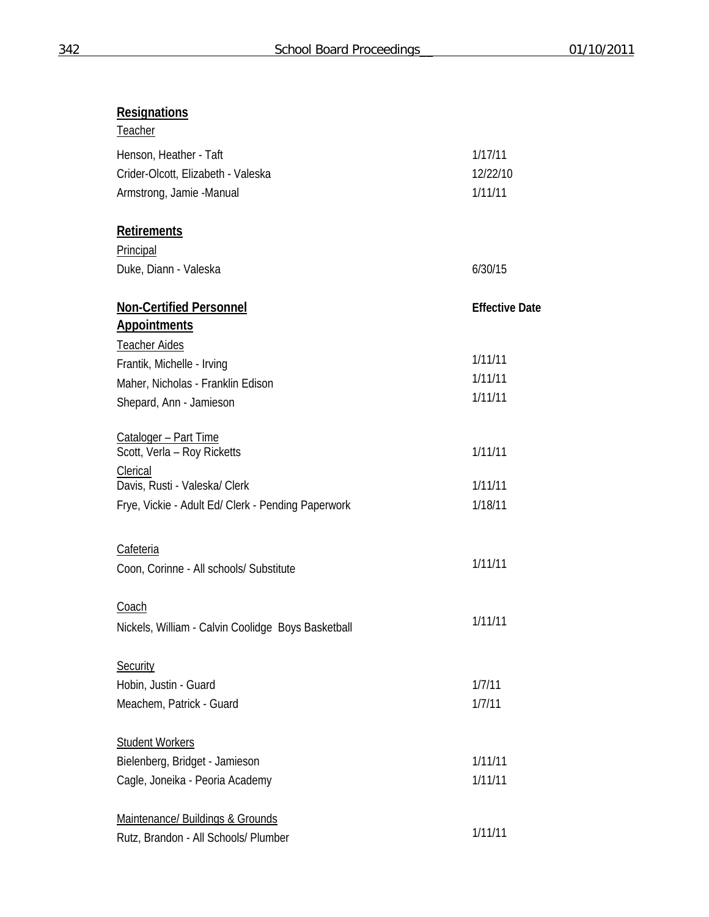**Resignations**

Teacher

| | |
|---|---|
| Henson, Heather - Taft | 1/17/11 |
| Crider-Olcott, Elizabeth - Valeska | 12/22/10 |
| Armstrong, Jamie -Manual | 1/11/11 |

**Retirements**

Principal

| | |
|---|---|
| Duke, Diann - Valeska | 6/30/15 |

| **Non-Certified Personnel** | **Effective Date** |
|---|---|

**Appointments**

Teacher Aides

| | |
|---|---|
| Frantik, Michelle - Irving | 1/11/11 |
| Maher, Nicholas - Franklin Edison | 1/11/11 |
| Shepard, Ann - Jamieson | 1/11/11 |

Cataloger – Part Time

| | |
|---|---|
| Scott, Verla – Roy Ricketts | 1/11/11 |

Clerical

| | |
|---|---|
| Davis, Rusti - Valeska/ Clerk | 1/11/11 |
| Frye, Vickie - Adult Ed/ Clerk - Pending Paperwork | 1/18/11 |

Cafeteria

| | |
|---|---|
| Coon, Corinne - All schools/ Substitute | 1/11/11 |

Coach

| | |
|---|---|
| Nickels, William - Calvin Coolidge Boys Basketball | 1/11/11 |

Security

| | |
|---|---|
| Hobin, Justin - Guard | 1/7/11 |
| Meachem, Patrick - Guard | 1/7/11 |

Student Workers

| | |
|---|---|
| Bielenberg, Bridget - Jamieson | 1/11/11 |
| Cagle, Joneika - Peoria Academy | 1/11/11 |

Maintenance/ Buildings & Grounds

| | |
|---|---|
| Rutz, Brandon - All Schools/ Plumber | 1/11/11 |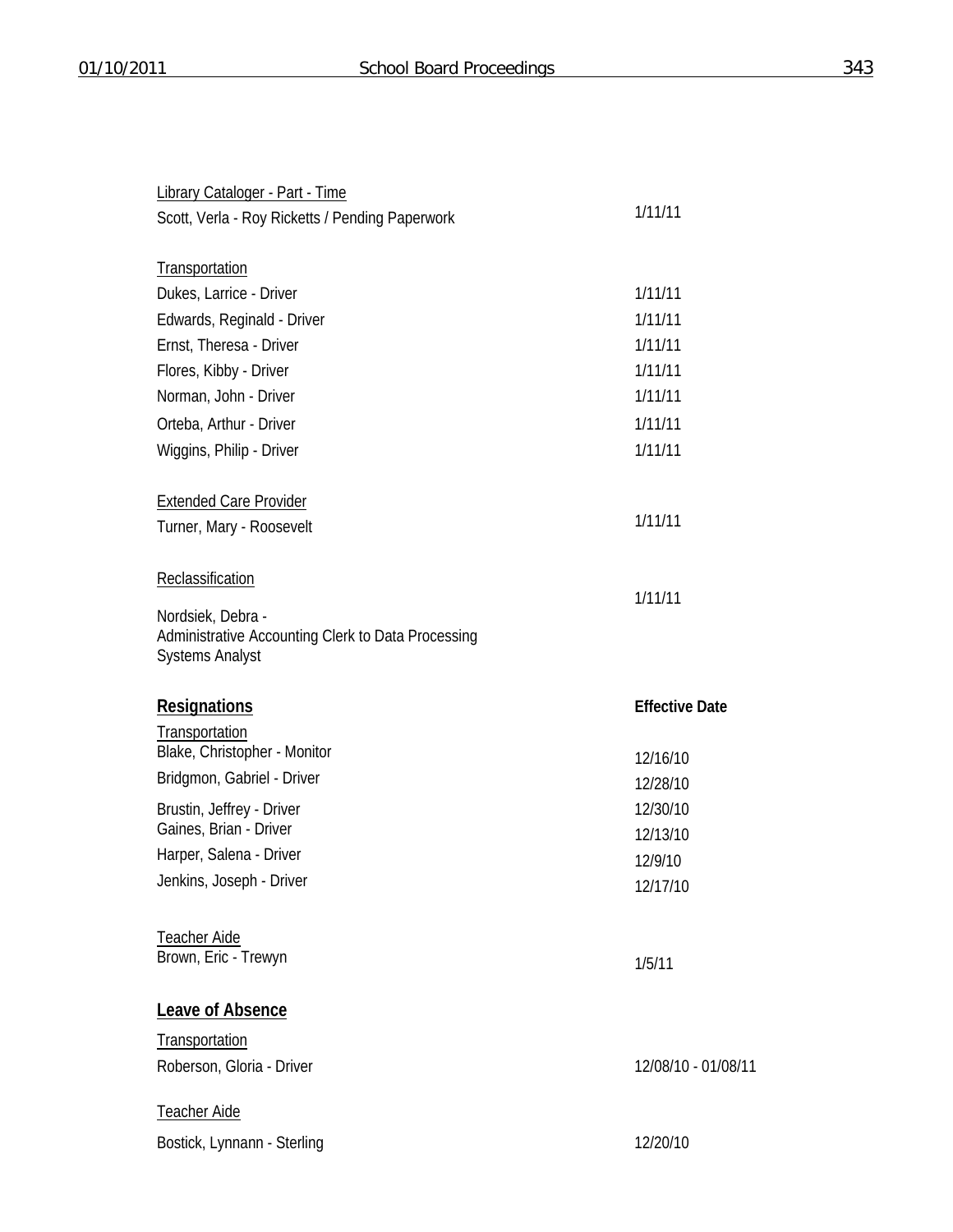Library Cataloger - Part - Time

| | |
|---|---|
| Scott, Verla - Roy Ricketts / Pending Paperwork | 1/11/11 |

Transportation

| | |
|---|---|
| Dukes, Larrice - Driver | 1/11/11 |
| Edwards, Reginald - Driver | 1/11/11 |
| Ernst, Theresa - Driver | 1/11/11 |
| Flores, Kibby - Driver | 1/11/11 |
| Norman, John - Driver | 1/11/11 |
| Orteba, Arthur - Driver | 1/11/11 |
| Wiggins, Philip - Driver | 1/11/11 |

Extended Care Provider

| | |
|---|---|
| Turner, Mary - Roosevelt | 1/11/11 |

Reclassification

| | |
|---|---|
| Nordsiek, Debra - Administrative Accounting Clerk to Data Processing Systems Analyst | 1/11/11 |

| **Resignations** | **Effective Date** |
|---|---|
| Transportation | |
| Blake, Christopher - Monitor | 12/16/10 |
| Bridgmon, Gabriel - Driver | 12/28/10 |
| Brustin, Jeffrey - Driver | 12/30/10 |
| Gaines, Brian - Driver | 12/13/10 |
| Harper, Salena - Driver | 12/9/10 |
| Jenkins, Joseph - Driver | 12/17/10 |

Teacher Aide

| | |
|---|---|
| Brown, Eric - Trewyn | 1/5/11 |

**Leave of Absence**

Transportation

| | |
|---|---|
| Roberson, Gloria - Driver | 12/08/10 - 01/08/11 |

Teacher Aide

| | |
|---|---|
| Bostick, Lynnann - Sterling | 12/20/10 |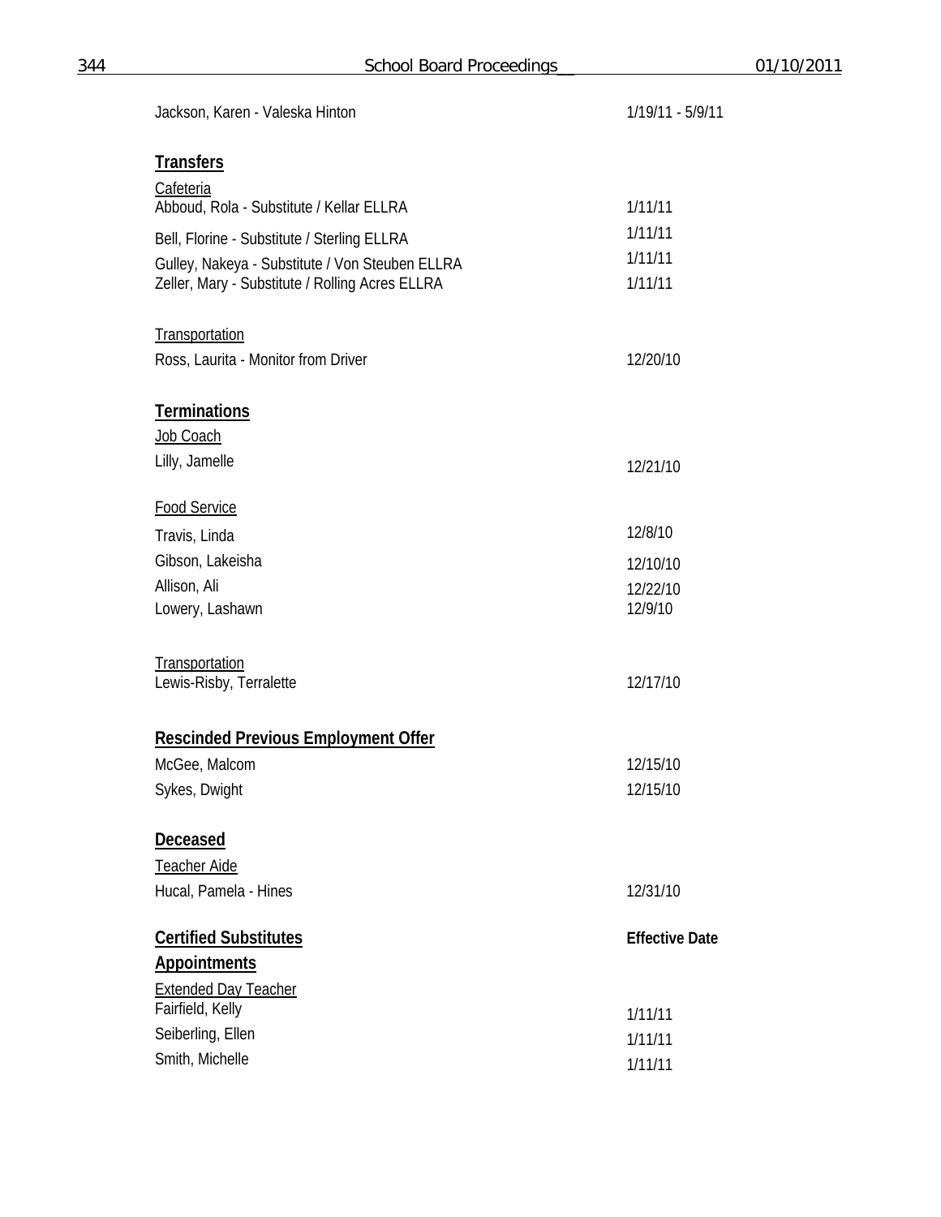Jackson, Karen - Valeska Hinton 1/19/11 - 5/9/11

**Transfers**

Cafeteria

| | |
|---|---|
| Abboud, Rola - Substitute / Kellar ELLRA | 1/11/11 |
| Bell, Florine - Substitute / Sterling ELLRA | 1/11/11 |
| Gulley, Nakeya - Substitute / Von Steuben ELLRA | 1/11/11 |
| Zeller, Mary - Substitute / Rolling Acres ELLRA | 1/11/11 |

Transportation

| | |
|---|---|
| Ross, Laurita - Monitor from Driver | 12/20/10 |

**Terminations**

Job Coach

| | |
|---|---|
| Lilly, Jamelle | 12/21/10 |

Food Service

| | |
|---|---|
| Travis, Linda | 12/8/10 |
| Gibson, Lakeisha | 12/10/10 |
| Allison, Ali | 12/22/10 |
| Lowery, Lashawn | 12/9/10 |

Transportation

| | |
|---|---|
| Lewis-Risby, Terralette | 12/17/10 |

**Rescinded Previous Employment Offer**

| | |
|---|---|
| McGee, Malcom | 12/15/10 |
| Sykes, Dwight | 12/15/10 |

**Deceased**

Teacher Aide

| | |
|---|---|
| Hucal, Pamela - Hines | 12/31/10 |

**Certified Substitutes** **Effective Date**

**Appointments**

Extended Day Teacher

| | |
|---|---|
| Fairfield, Kelly | 1/11/11 |
| Seiberling, Ellen | 1/11/11 |
| Smith, Michelle | 1/11/11 |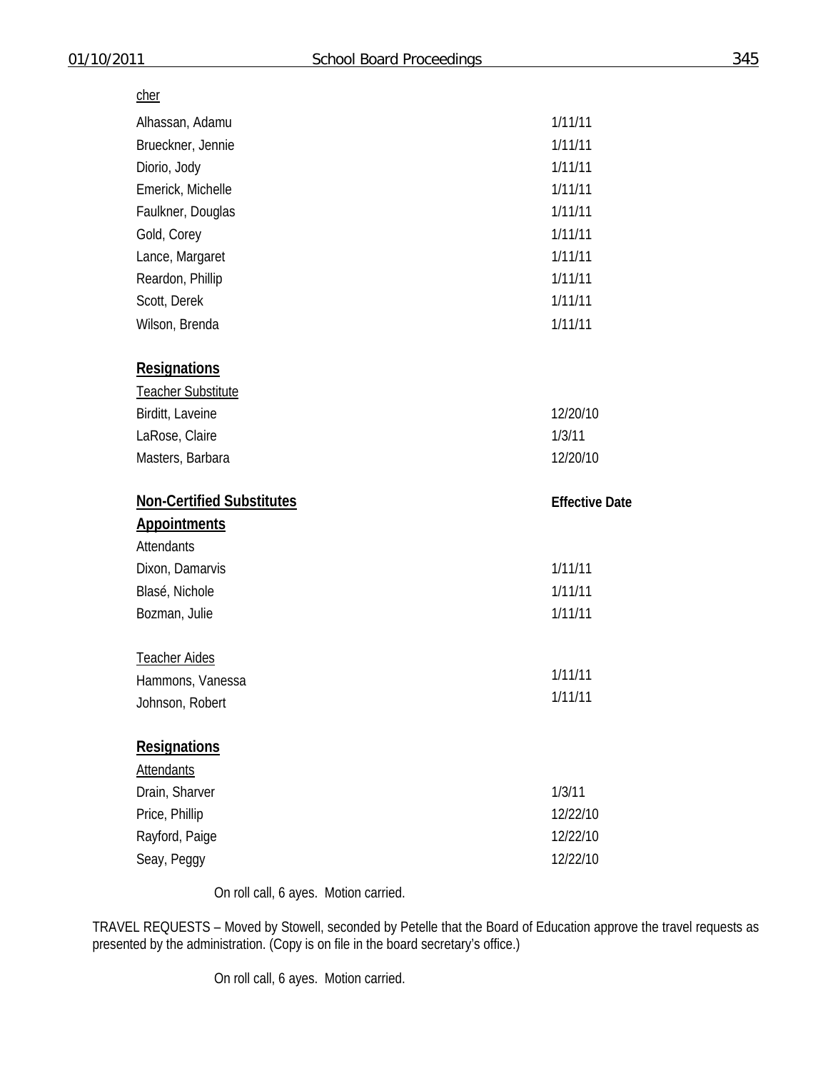cher

| | |
|---|---|
| Alhassan, Adamu | 1/11/11 |
| Brueckner, Jennie | 1/11/11 |
| Diorio, Jody | 1/11/11 |
| Emerick, Michelle | 1/11/11 |
| Faulkner, Douglas | 1/11/11 |
| Gold, Corey | 1/11/11 |
| Lance, Margaret | 1/11/11 |
| Reardon, Phillip | 1/11/11 |
| Scott, Derek | 1/11/11 |
| Wilson, Brenda | 1/11/11 |

**Resignations**

Teacher Substitute

| | |
|---|---|
| Birditt, Laveine | 12/20/10 |
| LaRose, Claire | 1/3/11 |
| Masters, Barbara | 12/20/10 |

| **Non-Certified Substitutes** | **Effective Date** |
|---|---|
| **Appointments** | |
| Attendants | |
| Dixon, Damarvis | 1/11/11 |
| Blasé, Nichole | 1/11/11 |
| Bozman, Julie | 1/11/11 |
| | |
| Teacher Aides | |
| Hammons, Vanessa | 1/11/11 |
| Johnson, Robert | 1/11/11 |

**Resignations**

Attendants

| | |
|---|---|
| Drain, Sharver | 1/3/11 |
| Price, Phillip | 12/22/10 |
| Rayford, Paige | 12/22/10 |
| Seay, Peggy | 12/22/10 |

On roll call, 6 ayes. Motion carried.

TRAVEL REQUESTS – Moved by Stowell, seconded by Petelle that the Board of Education approve the travel requests as presented by the administration. (Copy is on file in the board secretary's office.)

On roll call, 6 ayes. Motion carried.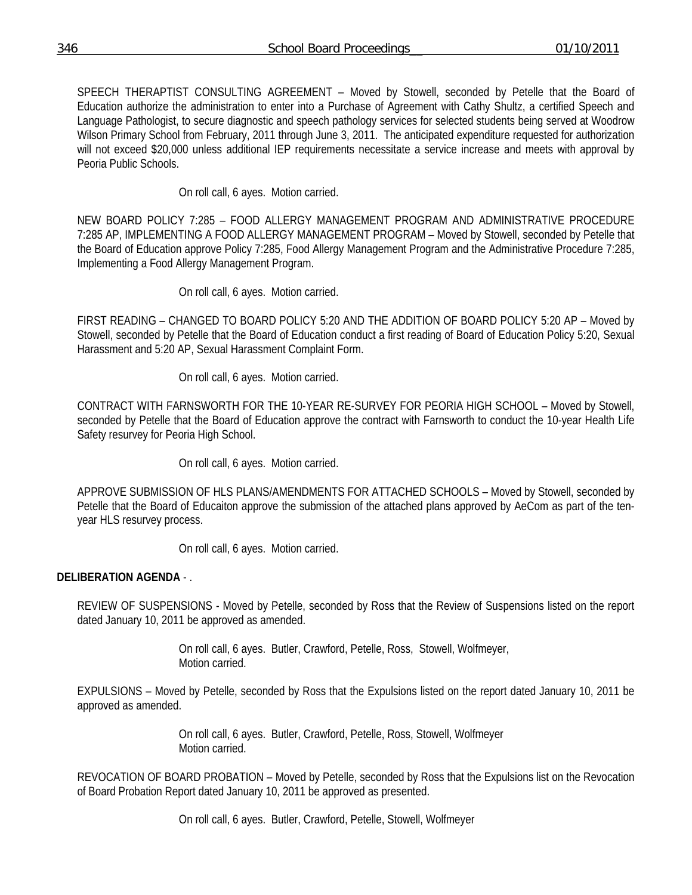SPEECH THERAPTIST CONSULTING AGREEMENT – Moved by Stowell, seconded by Petelle that the Board of Education authorize the administration to enter into a Purchase of Agreement with Cathy Shultz, a certified Speech and Language Pathologist, to secure diagnostic and speech pathology services for selected students being served at Woodrow Wilson Primary School from February, 2011 through June 3, 2011. The anticipated expenditure requested for authorization will not exceed $20,000 unless additional IEP requirements necessitate a service increase and meets with approval by Peoria Public Schools.

On roll call, 6 ayes. Motion carried.

NEW BOARD POLICY 7:285 – FOOD ALLERGY MANAGEMENT PROGRAM AND ADMINISTRATIVE PROCEDURE 7:285 AP, IMPLEMENTING A FOOD ALLERGY MANAGEMENT PROGRAM – Moved by Stowell, seconded by Petelle that the Board of Education approve Policy 7:285, Food Allergy Management Program and the Administrative Procedure 7:285, Implementing a Food Allergy Management Program.

On roll call, 6 ayes. Motion carried.

FIRST READING – CHANGED TO BOARD POLICY 5:20 AND THE ADDITION OF BOARD POLICY 5:20 AP – Moved by Stowell, seconded by Petelle that the Board of Education conduct a first reading of Board of Education Policy 5:20, Sexual Harassment and 5:20 AP, Sexual Harassment Complaint Form.

On roll call, 6 ayes. Motion carried.

CONTRACT WITH FARNSWORTH FOR THE 10-YEAR RE-SURVEY FOR PEORIA HIGH SCHOOL – Moved by Stowell, seconded by Petelle that the Board of Education approve the contract with Farnsworth to conduct the 10-year Health Life Safety resurvey for Peoria High School.

On roll call, 6 ayes. Motion carried.

APPROVE SUBMISSION OF HLS PLANS/AMENDMENTS FOR ATTACHED SCHOOLS – Moved by Stowell, seconded by Petelle that the Board of Educaiton approve the submission of the attached plans approved by AeCom as part of the ten-year HLS resurvey process.

On roll call, 6 ayes. Motion carried.

**DELIBERATION AGENDA** - .

REVIEW OF SUSPENSIONS - Moved by Petelle, seconded by Ross that the Review of Suspensions listed on the report dated January 10, 2011 be approved as amended.

On roll call, 6 ayes. Butler, Crawford, Petelle, Ross, Stowell, Wolfmeyer,
Motion carried.

EXPULSIONS – Moved by Petelle, seconded by Ross that the Expulsions listed on the report dated January 10, 2011 be approved as amended.

On roll call, 6 ayes. Butler, Crawford, Petelle, Ross, Stowell, Wolfmeyer
Motion carried.

REVOCATION OF BOARD PROBATION – Moved by Petelle, seconded by Ross that the Expulsions list on the Revocation of Board Probation Report dated January 10, 2011 be approved as presented.

On roll call, 6 ayes. Butler, Crawford, Petelle, Stowell, Wolfmeyer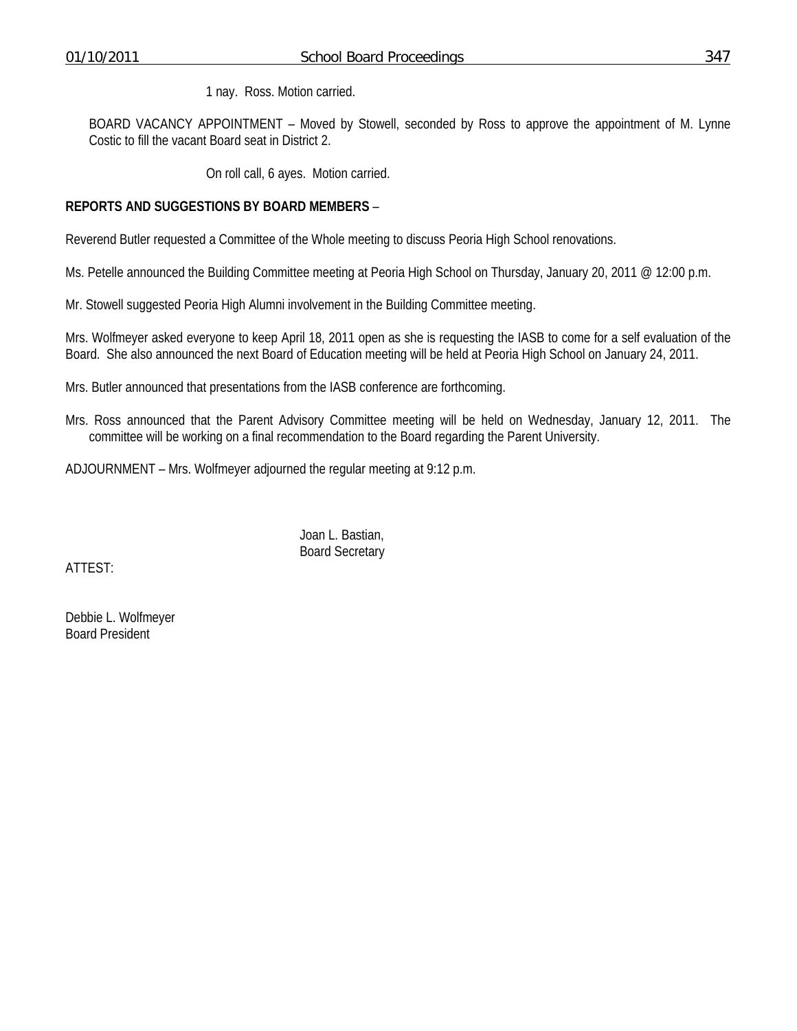1 nay. Ross. Motion carried.

BOARD VACANCY APPOINTMENT – Moved by Stowell, seconded by Ross to approve the appointment of M. Lynne Costic to fill the vacant Board seat in District 2.

On roll call, 6 ayes. Motion carried.

**REPORTS AND SUGGESTIONS BY BOARD MEMBERS** –

Reverend Butler requested a Committee of the Whole meeting to discuss Peoria High School renovations.

Ms. Petelle announced the Building Committee meeting at Peoria High School on Thursday, January 20, 2011 @ 12:00 p.m.

Mr. Stowell suggested Peoria High Alumni involvement in the Building Committee meeting.

Mrs. Wolfmeyer asked everyone to keep April 18, 2011 open as she is requesting the IASB to come for a self evaluation of the Board. She also announced the next Board of Education meeting will be held at Peoria High School on January 24, 2011.

Mrs. Butler announced that presentations from the IASB conference are forthcoming.

Mrs. Ross announced that the Parent Advisory Committee meeting will be held on Wednesday, January 12, 2011. The committee will be working on a final recommendation to the Board regarding the Parent University.

ADJOURNMENT – Mrs. Wolfmeyer adjourned the regular meeting at 9:12 p.m.

Joan L. Bastian,
Board Secretary

ATTEST:

Debbie L. Wolfmeyer
Board President